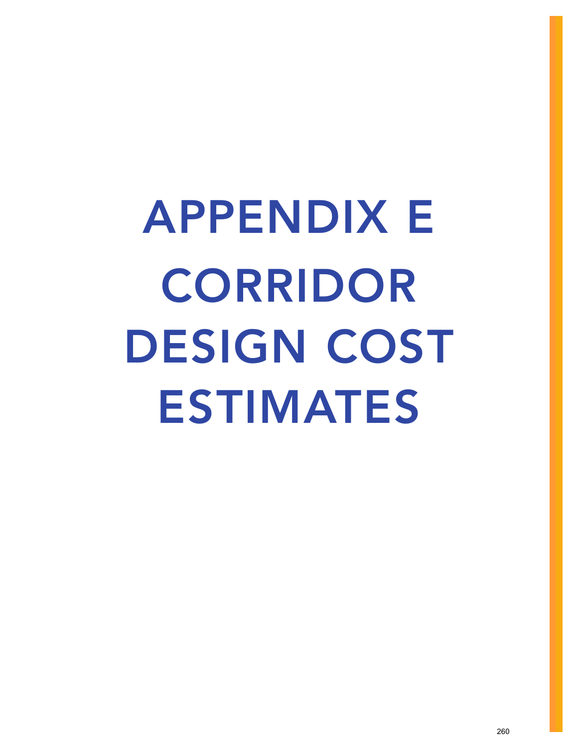# APPENDIX E CORRIDOR DESIGN COST ESTIMATES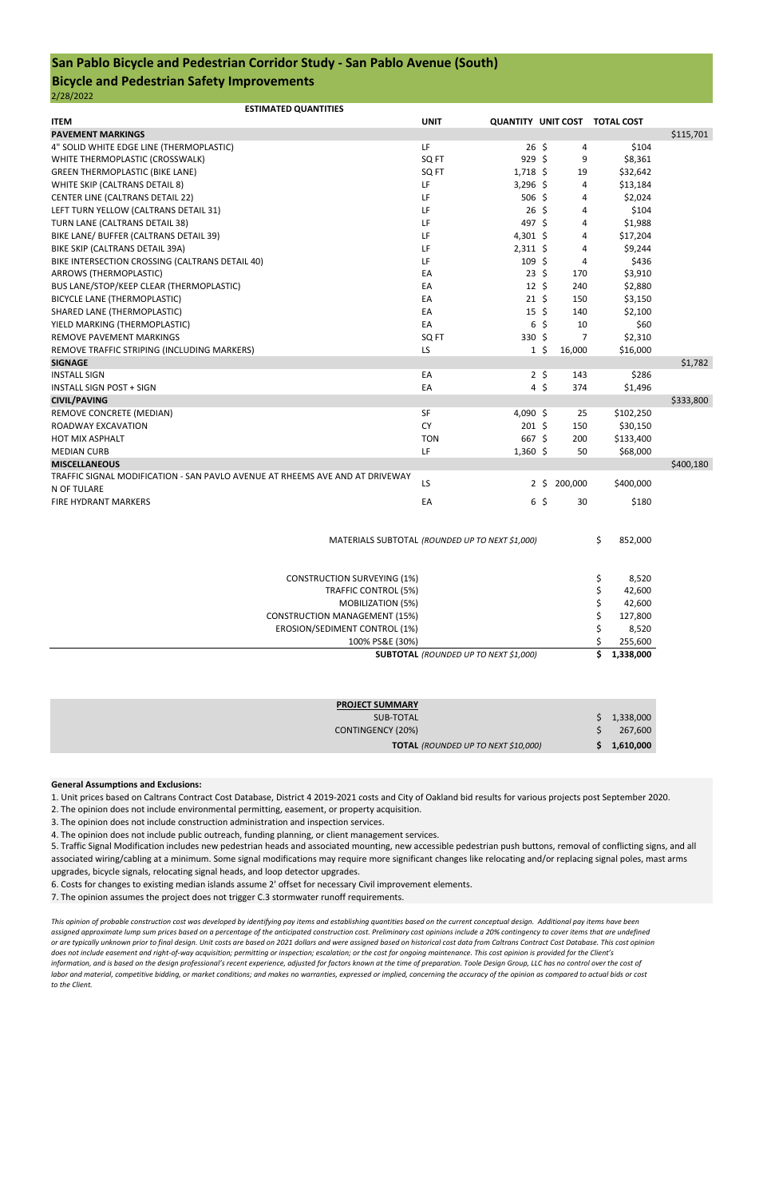## San Pablo Bicycle and Pedestrian Corridor Study - San Pablo Avenue (South)

## Bicycle and Pedestrian Safety Improvements

2/28/2022

**ESTIMATED QUANTITIES**

| ITEM | UNIT | QUANTITY | UNIT COST | TOTAL COST | |
|---|---|---|---|---|---|
| **PAVEMENT MARKINGS** | | | | | $115,701 |
| 4" SOLID WHITE EDGE LINE (THERMOPLASTIC) | LF | 26 | $ 4 | $104 | |
| WHITE THERMOPLASTIC (CROSSWALK) | SQ FT | 929 | $ 9 | $8,361 | |
| GREEN THERMOPLASTIC (BIKE LANE) | SQ FT | 1,718 | $ 19 | $32,642 | |
| WHITE SKIP (CALTRANS DETAIL 8) | LF | 3,296 | $ 4 | $13,184 | |
| CENTER LINE (CALTRANS DETAIL 22) | LF | 506 | $ 4 | $2,024 | |
| LEFT TURN YELLOW (CALTRANS DETAIL 31) | LF | 26 | $ 4 | $104 | |
| TURN LANE (CALTRANS DETAIL 38) | LF | 497 | $ 4 | $1,988 | |
| BIKE LANE/ BUFFER (CALTRANS DETAIL 39) | LF | 4,301 | $ 4 | $17,204 | |
| BIKE SKIP (CALTRANS DETAIL 39A) | LF | 2,311 | $ 4 | $9,244 | |
| BIKE INTERSECTION CROSSING (CALTRANS DETAIL 40) | LF | 109 | $ 4 | $436 | |
| ARROWS (THERMOPLASTIC) | EA | 23 | $ 170 | $3,910 | |
| BUS LANE/STOP/KEEP CLEAR (THERMOPLASTIC) | EA | 12 | $ 240 | $2,880 | |
| BICYCLE LANE (THERMOPLASTIC) | EA | 21 | $ 150 | $3,150 | |
| SHARED LANE (THERMOPLASTIC) | EA | 15 | $ 140 | $2,100 | |
| YIELD MARKING (THERMOPLASTIC) | EA | 6 | $ 10 | $60 | |
| REMOVE PAVEMENT MARKINGS | SQ FT | 330 | $ 7 | $2,310 | |
| REMOVE TRAFFIC STRIPING (INCLUDING MARKERS) | LS | 1 | $ 16,000 | $16,000 | |
| **SIGNAGE** | | | | | $1,782 |
| INSTALL SIGN | EA | 2 | $ 143 | $286 | |
| INSTALL SIGN POST + SIGN | EA | 4 | $ 374 | $1,496 | |
| **CIVIL/PAVING** | | | | | $333,800 |
| REMOVE CONCRETE (MEDIAN) | SF | 4,090 | $ 25 | $102,250 | |
| ROADWAY EXCAVATION | CY | 201 | $ 150 | $30,150 | |
| HOT MIX ASPHALT | TON | 667 | $ 200 | $133,400 | |
| MEDIAN CURB | LF | 1,360 | $ 50 | $68,000 | |
| **MISCELLANEOUS** | | | | | $400,180 |
| TRAFFIC SIGNAL MODIFICATION - SAN PAVLO AVENUE AT RHEEMS AVE AND AT DRIVEWAY N OF TULARE | LS | 2 | $ 200,000 | $400,000 | |
| FIRE HYDRANT MARKERS | EA | 6 | $ 30 | $180 | |

| | |
|---|---|
| MATERIALS SUBTOTAL *(ROUNDED UP TO NEXT $1,000)* | $ 852,000 |
| CONSTRUCTION SURVEYING (1%) | $ 8,520 |
| TRAFFIC CONTROL (5%) | $ 42,600 |
| MOBILIZATION (5%) | $ 42,600 |
| CONSTRUCTION MANAGEMENT (15%) | $ 127,800 |
| EROSION/SEDIMENT CONTROL (1%) | $ 8,520 |
| 100% PS&E (30%) | $ 255,600 |
| **SUBTOTAL** *(ROUNDED UP TO NEXT $1,000)* | **$ 1,338,000** |

| **PROJECT SUMMARY** | |
|---|---|
| SUB-TOTAL | $ 1,338,000 |
| CONTINGENCY (20%) | $ 267,600 |
| **TOTAL** *(ROUNDED UP TO NEXT $10,000)* | **$ 1,610,000** |

**General Assumptions and Exclusions:**

1. Unit prices based on Caltrans Contract Cost Database, District 4 2019-2021 costs and City of Oakland bid results for various projects post September 2020.
2. The opinion does not include environmental permitting, easement, or property acquisition.
3. The opinion does not include construction administration and inspection services.
4. The opinion does not include public outreach, funding planning, or client management services.
5. Traffic Signal Modification includes new pedestrian heads and associated mounting, new accessible pedestrian push buttons, removal of conflicting signs, and all associated wiring/cabling at a minimum. Some signal modifications may require more significant changes like relocating and/or replacing signal poles, mast arms upgrades, bicycle signals, relocating signal heads, and loop detector upgrades.
6. Costs for changes to existing median islands assume 2' offset for necessary Civil improvement elements.
7. The opinion assumes the project does not trigger C.3 stormwater runoff requirements.

*This opinion of probable construction cost was developed by identifying pay items and establishing quantities based on the current conceptual design. Additional pay items have been assigned approximate lump sum prices based on a percentage of the anticipated construction cost. Preliminary cost opinions include a 20% contingency to cover items that are undefined or are typically unknown prior to final design. Unit costs are based on 2021 dollars and were assigned based on historical cost data from Caltrans Contract Cost Database. This cost opinion does not include easement and right-of-way acquisition; permitting or inspection; escalation; or the cost for ongoing maintenance. This cost opinion is provided for the Client's information, and is based on the design professional's recent experience, adjusted for factors known at the time of preparation. Toole Design Group, LLC has no control over the cost of labor and material, competitive bidding, or market conditions; and makes no warranties, expressed or implied, concerning the accuracy of the opinion as compared to actual bids or cost to the Client.*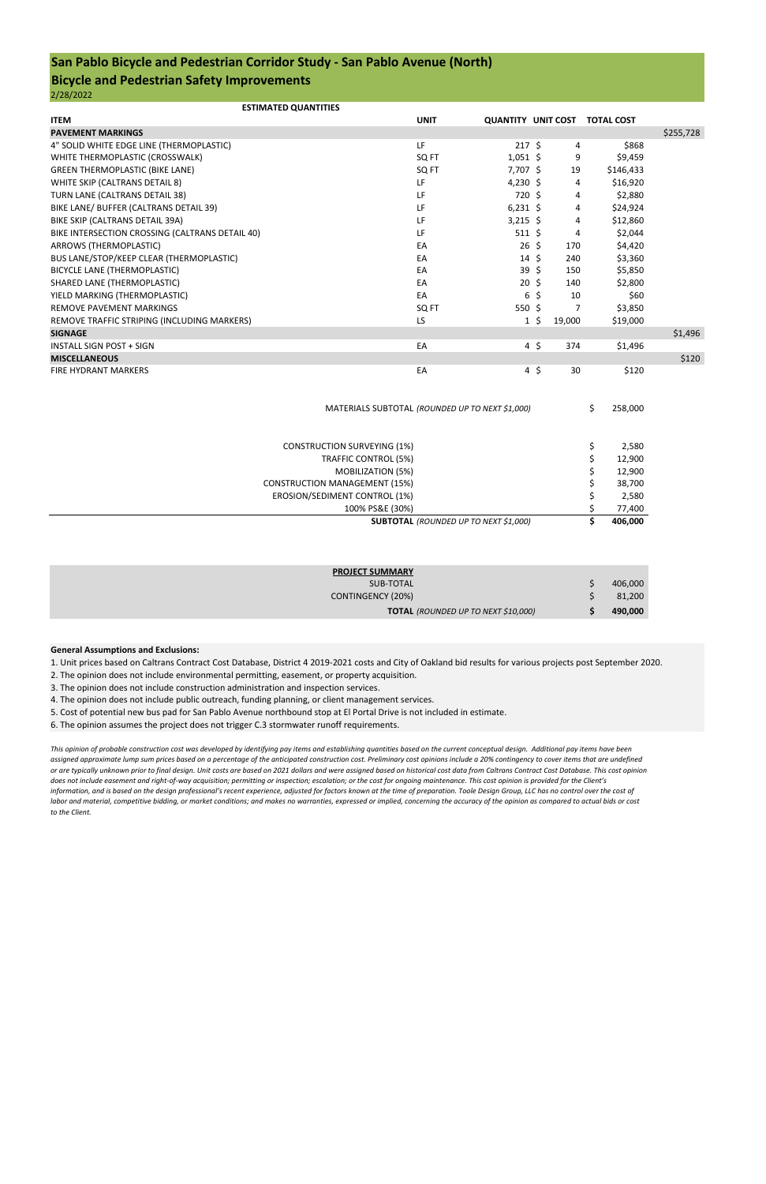## San Pablo Bicycle and Pedestrian Corridor Study - San Pablo Avenue (North)

## Bicycle and Pedestrian Safety Improvements

2/28/2022

**ESTIMATED QUANTITIES**

| ITEM | UNIT | QUANTITY | UNIT COST | TOTAL COST | |
|---|---|---|---|---|---|
| **PAVEMENT MARKINGS** | | | | | $255,728 |
| 4" SOLID WHITE EDGE LINE (THERMOPLASTIC) | LF | 217 | $ 4 | $868 | |
| WHITE THERMOPLASTIC (CROSSWALK) | SQ FT | 1,051 | $ 9 | $9,459 | |
| GREEN THERMOPLASTIC (BIKE LANE) | SQ FT | 7,707 | $ 19 | $146,433 | |
| WHITE SKIP (CALTRANS DETAIL 8) | LF | 4,230 | $ 4 | $16,920 | |
| TURN LANE (CALTRANS DETAIL 38) | LF | 720 | $ 4 | $2,880 | |
| BIKE LANE/ BUFFER (CALTRANS DETAIL 39) | LF | 6,231 | $ 4 | $24,924 | |
| BIKE SKIP (CALTRANS DETAIL 39A) | LF | 3,215 | $ 4 | $12,860 | |
| BIKE INTERSECTION CROSSING (CALTRANS DETAIL 40) | LF | 511 | $ 4 | $2,044 | |
| ARROWS (THERMOPLASTIC) | EA | 26 | $ 170 | $4,420 | |
| BUS LANE/STOP/KEEP CLEAR (THERMOPLASTIC) | EA | 14 | $ 240 | $3,360 | |
| BICYCLE LANE (THERMOPLASTIC) | EA | 39 | $ 150 | $5,850 | |
| SHARED LANE (THERMOPLASTIC) | EA | 20 | $ 140 | $2,800 | |
| YIELD MARKING (THERMOPLASTIC) | EA | 6 | $ 10 | $60 | |
| REMOVE PAVEMENT MARKINGS | SQ FT | 550 | $ 7 | $3,850 | |
| REMOVE TRAFFIC STRIPING (INCLUDING MARKERS) | LS | 1 | $ 19,000 | $19,000 | |
| **SIGNAGE** | | | | | $1,496 |
| INSTALL SIGN POST + SIGN | EA | 4 | $ 374 | $1,496 | |
| **MISCELLANEOUS** | | | | | $120 |
| FIRE HYDRANT MARKERS | EA | 4 | $ 30 | $120 | |

| | |
|---|---|
| MATERIALS SUBTOTAL *(ROUNDED UP TO NEXT $1,000)* | $ 258,000 |
| CONSTRUCTION SURVEYING (1%) | $ 2,580 |
| TRAFFIC CONTROL (5%) | $ 12,900 |
| MOBILIZATION (5%) | $ 12,900 |
| CONSTRUCTION MANAGEMENT (15%) | $ 38,700 |
| EROSION/SEDIMENT CONTROL (1%) | $ 2,580 |
| 100% PS&E (30%) | $ 77,400 |
| **SUBTOTAL** *(ROUNDED UP TO NEXT $1,000)* | **$ 406,000** |

| **PROJECT SUMMARY** | |
|---|---|
| SUB-TOTAL | $ 406,000 |
| CONTINGENCY (20%) | $ 81,200 |
| **TOTAL** *(ROUNDED UP TO NEXT $10,000)* | **$ 490,000** |

**General Assumptions and Exclusions:**

1. Unit prices based on Caltrans Contract Cost Database, District 4 2019-2021 costs and City of Oakland bid results for various projects post September 2020.
2. The opinion does not include environmental permitting, easement, or property acquisition.
3. The opinion does not include construction administration and inspection services.
4. The opinion does not include public outreach, funding planning, or client management services.
5. Cost of potential new bus pad for San Pablo Avenue northbound stop at El Portal Drive is not included in estimate.
6. The opinion assumes the project does not trigger C.3 stormwater runoff requirements.

*This opinion of probable construction cost was developed by identifying pay items and establishing quantities based on the current conceptual design. Additional pay items have been assigned approximate lump sum prices based on a percentage of the anticipated construction cost. Preliminary cost opinions include a 20% contingency to cover items that are undefined or are typically unknown prior to final design. Unit costs are based on 2021 dollars and were assigned based on historical cost data from Caltrans Contract Cost Database. This cost opinion does not include easement and right-of-way acquisition; permitting or inspection; escalation; or the cost for ongoing maintenance. This cost opinion is provided for the Client's information, and is based on the design professional's recent experience, adjusted for factors known at the time of preparation. Toole Design Group, LLC has no control over the cost of labor and material, competitive bidding, or market conditions; and makes no warranties, expressed or implied, concerning the accuracy of the opinion as compared to actual bids or cost to the Client.*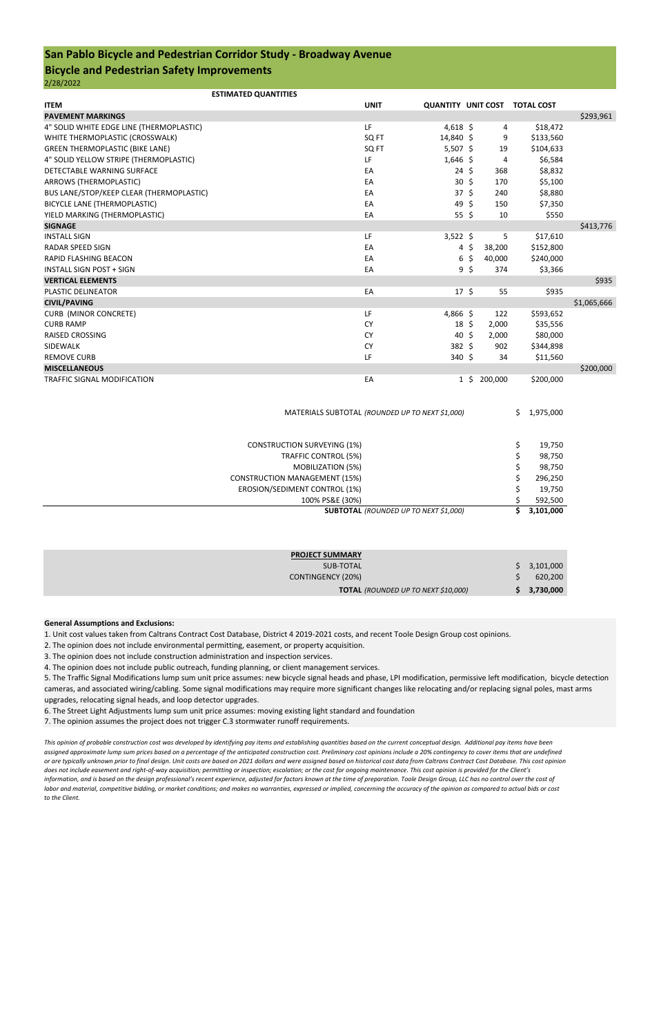# San Pablo Bicycle and Pedestrian Corridor Study - Broadway Avenue

## Bicycle and Pedestrian Safety Improvements

2/28/2022

**ESTIMATED QUANTITIES**

| ITEM | UNIT | QUANTITY | UNIT COST | TOTAL COST | |
|---|---|---|---|---|---|
| **PAVEMENT MARKINGS** | | | | | $293,961 |
| 4" SOLID WHITE EDGE LINE (THERMOPLASTIC) | LF | 4,618 | $ 4 | $18,472 | |
| WHITE THERMOPLASTIC (CROSSWALK) | SQ FT | 14,840 | $ 9 | $133,560 | |
| GREEN THERMOPLASTIC (BIKE LANE) | SQ FT | 5,507 | $ 19 | $104,633 | |
| 4" SOLID YELLOW STRIPE (THERMOPLASTIC) | LF | 1,646 | $ 4 | $6,584 | |
| DETECTABLE WARNING SURFACE | EA | 24 | $ 368 | $8,832 | |
| ARROWS (THERMOPLASTIC) | EA | 30 | $ 170 | $5,100 | |
| BUS LANE/STOP/KEEP CLEAR (THERMOPLASTIC) | EA | 37 | $ 240 | $8,880 | |
| BICYCLE LANE (THERMOPLASTIC) | EA | 49 | $ 150 | $7,350 | |
| YIELD MARKING (THERMOPLASTIC) | EA | 55 | $ 10 | $550 | |
| **SIGNAGE** | | | | | $413,776 |
| INSTALL SIGN | LF | 3,522 | $ 5 | $17,610 | |
| RADAR SPEED SIGN | EA | 4 | $ 38,200 | $152,800 | |
| RAPID FLASHING BEACON | EA | 6 | $ 40,000 | $240,000 | |
| INSTALL SIGN POST + SIGN | EA | 9 | $ 374 | $3,366 | |
| **VERTICAL ELEMENTS** | | | | | $935 |
| PLASTIC DELINEATOR | EA | 17 | $ 55 | $935 | |
| **CIVIL/PAVING** | | | | | $1,065,666 |
| CURB (MINOR CONCRETE) | LF | 4,866 | $ 122 | $593,652 | |
| CURB RAMP | CY | 18 | $ 2,000 | $35,556 | |
| RAISED CROSSING | CY | 40 | $ 2,000 | $80,000 | |
| SIDEWALK | CY | 382 | $ 902 | $344,898 | |
| REMOVE CURB | LF | 340 | $ 34 | $11,560 | |
| **MISCELLANEOUS** | | | | | $200,000 |
| TRAFFIC SIGNAL MODIFICATION | EA | 1 | $ 200,000 | $200,000 | |

| | |
|---|---|
| MATERIALS SUBTOTAL *(ROUNDED UP TO NEXT $1,000)* | $ 1,975,000 |
| CONSTRUCTION SURVEYING (1%) | $ 19,750 |
| TRAFFIC CONTROL (5%) | $ 98,750 |
| MOBILIZATION (5%) | $ 98,750 |
| CONSTRUCTION MANAGEMENT (15%) | $ 296,250 |
| EROSION/SEDIMENT CONTROL (1%) | $ 19,750 |
| 100% PS&E (30%) | $ 592,500 |
| **SUBTOTAL** *(ROUNDED UP TO NEXT $1,000)* | **$ 3,101,000** |

| **PROJECT SUMMARY** | |
|---|---|
| SUB-TOTAL | $ 3,101,000 |
| CONTINGENCY (20%) | $ 620,200 |
| **TOTAL** *(ROUNDED UP TO NEXT $10,000)* | **$ 3,730,000** |

**General Assumptions and Exclusions:**

1. Unit cost values taken from Caltrans Contract Cost Database, District 4 2019-2021 costs, and recent Toole Design Group cost opinions.
2. The opinion does not include environmental permitting, easement, or property acquisition.
3. The opinion does not include construction administration and inspection services.
4. The opinion does not include public outreach, funding planning, or client management services.
5. The Traffic Signal Modifications lump sum unit price assumes: new bicycle signal heads and phase, LPI modification, permissive left modification, bicycle detection cameras, and associated wiring/cabling. Some signal modifications may require more significant changes like relocating and/or replacing signal poles, mast arms upgrades, relocating signal heads, and loop detector upgrades.
6. The Street Light Adjustments lump sum unit price assumes: moving existing light standard and foundation
7. The opinion assumes the project does not trigger C.3 stormwater runoff requirements.

*This opinion of probable construction cost was developed by identifying pay items and establishing quantities based on the current conceptual design. Additional pay items have been assigned approximate lump sum prices based on a percentage of the anticipated construction cost. Preliminary cost opinions include a 20% contingency to cover items that are undefined or are typically unknown prior to final design. Unit costs are based on 2021 dollars and were assigned based on historical cost data from Caltrans Contract Cost Database. This cost opinion does not include easement and right-of-way acquisition; permitting or inspection; escalation; or the cost for ongoing maintenance. This cost opinion is provided for the Client's information, and is based on the design professional's recent experience, adjusted for factors known at the time of preparation. Toole Design Group, LLC has no control over the cost of labor and material, competitive bidding, or market conditions; and makes no warranties, expressed or implied, concerning the accuracy of the opinion as compared to actual bids or cost to the Client.*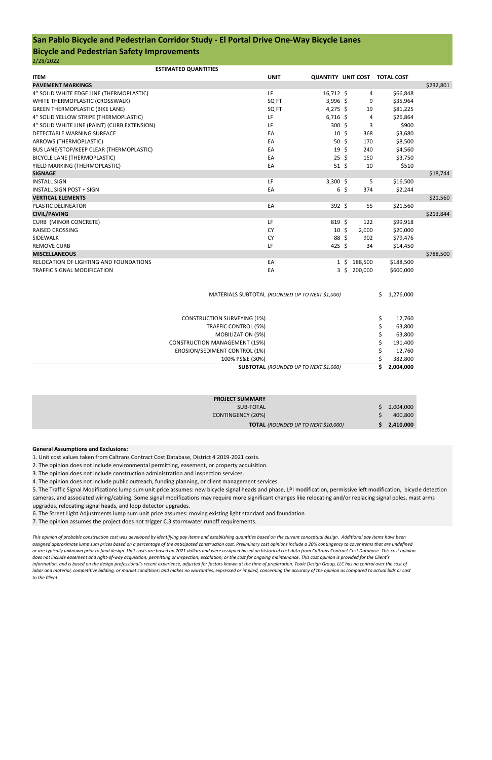# San Pablo Bicycle and Pedestrian Corridor Study - El Portal Drive One-Way Bicycle Lanes

## Bicycle and Pedestrian Safety Improvements

2/28/2022

**ESTIMATED QUANTITIES**

| ITEM | UNIT | QUANTITY | UNIT COST | TOTAL COST | |
|---|---|---|---|---|---|
| **PAVEMENT MARKINGS** | | | | | $232,801 |
| 4" SOLID WHITE EDGE LINE (THERMOPLASTIC) | LF | 16,712 | $ 4 | $66,848 | |
| WHITE THERMOPLASTIC (CROSSWALK) | SQ FT | 3,996 | $ 9 | $35,964 | |
| GREEN THERMOPLASTIC (BIKE LANE) | SQ FT | 4,275 | $ 19 | $81,225 | |
| 4" SOLID YELLOW STRIPE (THERMOPLASTIC) | LF | 6,716 | $ 4 | $26,864 | |
| 4" SOLID WHITE LINE (PAINT) (CURB EXTENSION) | LF | 300 | $ 3 | $900 | |
| DETECTABLE WARNING SURFACE | EA | 10 | $ 368 | $3,680 | |
| ARROWS (THERMOPLASTIC) | EA | 50 | $ 170 | $8,500 | |
| BUS LANE/STOP/KEEP CLEAR (THERMOPLASTIC) | EA | 19 | $ 240 | $4,560 | |
| BICYCLE LANE (THERMOPLASTIC) | EA | 25 | $ 150 | $3,750 | |
| YIELD MARKING (THERMOPLASTIC) | EA | 51 | $ 10 | $510 | |
| **SIGNAGE** | | | | | $18,744 |
| INSTALL SIGN | LF | 3,300 | $ 5 | $16,500 | |
| INSTALL SIGN POST + SIGN | EA | 6 | $ 374 | $2,244 | |
| **VERTICAL ELEMENTS** | | | | | $21,560 |
| PLASTIC DELINEATOR | EA | 392 | $ 55 | $21,560 | |
| **CIVIL/PAVING** | | | | | $213,844 |
| CURB (MINOR CONCRETE) | LF | 819 | $ 122 | $99,918 | |
| RAISED CROSSING | CY | 10 | $ 2,000 | $20,000 | |
| SIDEWALK | CY | 88 | $ 902 | $79,476 | |
| REMOVE CURB | LF | 425 | $ 34 | $14,450 | |
| **MISCELLANEOUS** | | | | | $788,500 |
| RELOCATION OF LIGHTING AND FOUNDATIONS | EA | 1 | $ 188,500 | $188,500 | |
| TRAFFIC SIGNAL MODIFICATION | EA | 3 | $ 200,000 | $600,000 | |

| | |
|---|---|
| MATERIALS SUBTOTAL *(ROUNDED UP TO NEXT $1,000)* | $ 1,276,000 |
| CONSTRUCTION SURVEYING (1%) | $ 12,760 |
| TRAFFIC CONTROL (5%) | $ 63,800 |
| MOBILIZATION (5%) | $ 63,800 |
| CONSTRUCTION MANAGEMENT (15%) | $ 191,400 |
| EROSION/SEDIMENT CONTROL (1%) | $ 12,760 |
| 100% PS&E (30%) | $ 382,800 |
| **SUBTOTAL** *(ROUNDED UP TO NEXT $1,000)* | **$ 2,004,000** |

| **PROJECT SUMMARY** | |
|---|---|
| SUB-TOTAL | $ 2,004,000 |
| CONTINGENCY (20%) | $ 400,800 |
| **TOTAL** *(ROUNDED UP TO NEXT $10,000)* | **$ 2,410,000** |

**General Assumptions and Exclusions:**

1. Unit cost values taken from Caltrans Contract Cost Database, District 4 2019-2021 costs.
2. The opinion does not include environmental permitting, easement, or property acquisition.
3. The opinion does not include construction administration and inspection services.
4. The opinion does not include public outreach, funding planning, or client management services.
5. The Traffic Signal Modifications lump sum unit price assumes: new bicycle signal heads and phase, LPI modification, permissive left modification, bicycle detection cameras, and associated wiring/cabling. Some signal modifications may require more significant changes like relocating and/or replacing signal poles, mast arms upgrades, relocating signal heads, and loop detector upgrades.
6. The Street Light Adjustments lump sum unit price assumes: moving existing light standard and foundation
7. The opinion assumes the project does not trigger C.3 stormwater runoff requirements.

*This opinion of probable construction cost was developed by identifying pay items and establishing quantities based on the current conceptual design. Additional pay items have been assigned approximate lump sum prices based on a percentage of the anticipated construction cost. Preliminary cost opinions include a 20% contingency to cover items that are undefined or are typically unknown prior to final design. Unit costs are based on 2021 dollars and were assigned based on historical cost data from Caltrans Contract Cost Database. This cost opinion does not include easement and right-of-way acquisition; permitting or inspection; escalation; or the cost for ongoing maintenance. This cost opinion is provided for the Client's information, and is based on the design professional's recent experience, adjusted for factors known at the time of preparation. Toole Design Group, LLC has no control over the cost of labor and material, competitive bidding, or market conditions; and makes no warranties, expressed or implied, concerning the accuracy of the opinion as compared to actual bids or cost to the Client.*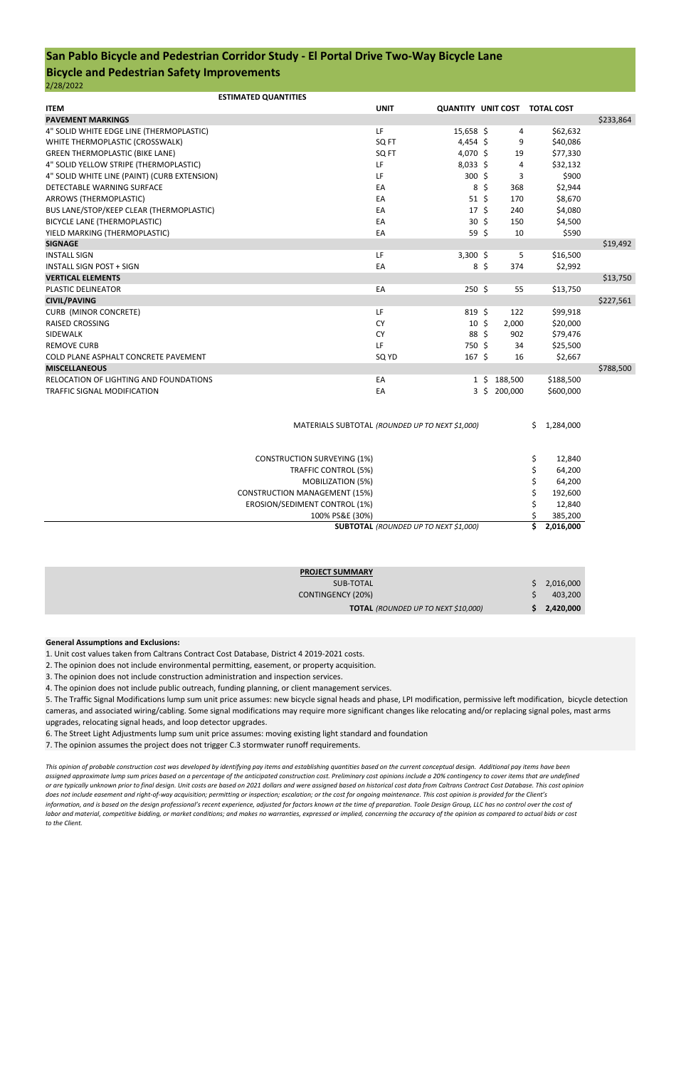# San Pablo Bicycle and Pedestrian Corridor Study - El Portal Drive Two-Way Bicycle Lane

## Bicycle and Pedestrian Safety Improvements

2/28/2022

**ESTIMATED QUANTITIES**

| ITEM | UNIT | QUANTITY | UNIT COST | TOTAL COST | |
|---|---|---|---|---|---|
| **PAVEMENT MARKINGS** | | | | | $233,864 |
| 4" SOLID WHITE EDGE LINE (THERMOPLASTIC) | LF | 15,658 | $ 4 | $62,632 | |
| WHITE THERMOPLASTIC (CROSSWALK) | SQ FT | 4,454 | $ 9 | $40,086 | |
| GREEN THERMOPLASTIC (BIKE LANE) | SQ FT | 4,070 | $ 19 | $77,330 | |
| 4" SOLID YELLOW STRIPE (THERMOPLASTIC) | LF | 8,033 | $ 4 | $32,132 | |
| 4" SOLID WHITE LINE (PAINT) (CURB EXTENSION) | LF | 300 | $ 3 | $900 | |
| DETECTABLE WARNING SURFACE | EA | 8 | $ 368 | $2,944 | |
| ARROWS (THERMOPLASTIC) | EA | 51 | $ 170 | $8,670 | |
| BUS LANE/STOP/KEEP CLEAR (THERMOPLASTIC) | EA | 17 | $ 240 | $4,080 | |
| BICYCLE LANE (THERMOPLASTIC) | EA | 30 | $ 150 | $4,500 | |
| YIELD MARKING (THERMOPLASTIC) | EA | 59 | $ 10 | $590 | |
| **SIGNAGE** | | | | | $19,492 |
| INSTALL SIGN | LF | 3,300 | $ 5 | $16,500 | |
| INSTALL SIGN POST + SIGN | EA | 8 | $ 374 | $2,992 | |
| **VERTICAL ELEMENTS** | | | | | $13,750 |
| PLASTIC DELINEATOR | EA | 250 | $ 55 | $13,750 | |
| **CIVIL/PAVING** | | | | | $227,561 |
| CURB (MINOR CONCRETE) | LF | 819 | $ 122 | $99,918 | |
| RAISED CROSSING | CY | 10 | $ 2,000 | $20,000 | |
| SIDEWALK | CY | 88 | $ 902 | $79,476 | |
| REMOVE CURB | LF | 750 | $ 34 | $25,500 | |
| COLD PLANE ASPHALT CONCRETE PAVEMENT | SQ YD | 167 | $ 16 | $2,667 | |
| **MISCELLANEOUS** | | | | | $788,500 |
| RELOCATION OF LIGHTING AND FOUNDATIONS | EA | 1 | $ 188,500 | $188,500 | |
| TRAFFIC SIGNAL MODIFICATION | EA | 3 | $ 200,000 | $600,000 | |

| | |
|---|---|
| MATERIALS SUBTOTAL *(ROUNDED UP TO NEXT $1,000)* | $ 1,284,000 |
| CONSTRUCTION SURVEYING (1%) | $ 12,840 |
| TRAFFIC CONTROL (5%) | $ 64,200 |
| MOBILIZATION (5%) | $ 64,200 |
| CONSTRUCTION MANAGEMENT (15%) | $ 192,600 |
| EROSION/SEDIMENT CONTROL (1%) | $ 12,840 |
| 100% PS&E (30%) | $ 385,200 |
| **SUBTOTAL** *(ROUNDED UP TO NEXT $1,000)* | **$ 2,016,000** |

| **PROJECT SUMMARY** | |
|---|---|
| SUB-TOTAL | $ 2,016,000 |
| CONTINGENCY (20%) | $ 403,200 |
| **TOTAL** *(ROUNDED UP TO NEXT $10,000)* | **$ 2,420,000** |

**General Assumptions and Exclusions:**

1. Unit cost values taken from Caltrans Contract Cost Database, District 4 2019-2021 costs.
2. The opinion does not include environmental permitting, easement, or property acquisition.
3. The opinion does not include construction administration and inspection services.
4. The opinion does not include public outreach, funding planning, or client management services.
5. The Traffic Signal Modifications lump sum unit price assumes: new bicycle signal heads and phase, LPI modification, permissive left modification, bicycle detection cameras, and associated wiring/cabling. Some signal modifications may require more significant changes like relocating and/or replacing signal poles, mast arms upgrades, relocating signal heads, and loop detector upgrades.
6. The Street Light Adjustments lump sum unit price assumes: moving existing light standard and foundation
7. The opinion assumes the project does not trigger C.3 stormwater runoff requirements.

*This opinion of probable construction cost was developed by identifying pay items and establishing quantities based on the current conceptual design. Additional pay items have been assigned approximate lump sum prices based on a percentage of the anticipated construction cost. Preliminary cost opinions include a 20% contingency to cover items that are undefined or are typically unknown prior to final design. Unit costs are based on 2021 dollars and were assigned based on historical cost data from Caltrans Contract Cost Database. This cost opinion does not include easement and right-of-way acquisition; permitting or inspection; escalation; or the cost for ongoing maintenance. This cost opinion is provided for the Client's information, and is based on the design professional's recent experience, adjusted for factors known at the time of preparation. Toole Design Group, LLC has no control over the cost of labor and material, competitive bidding, or market conditions; and makes no warranties, expressed or implied, concerning the accuracy of the opinion as compared to actual bids or cost to the Client.*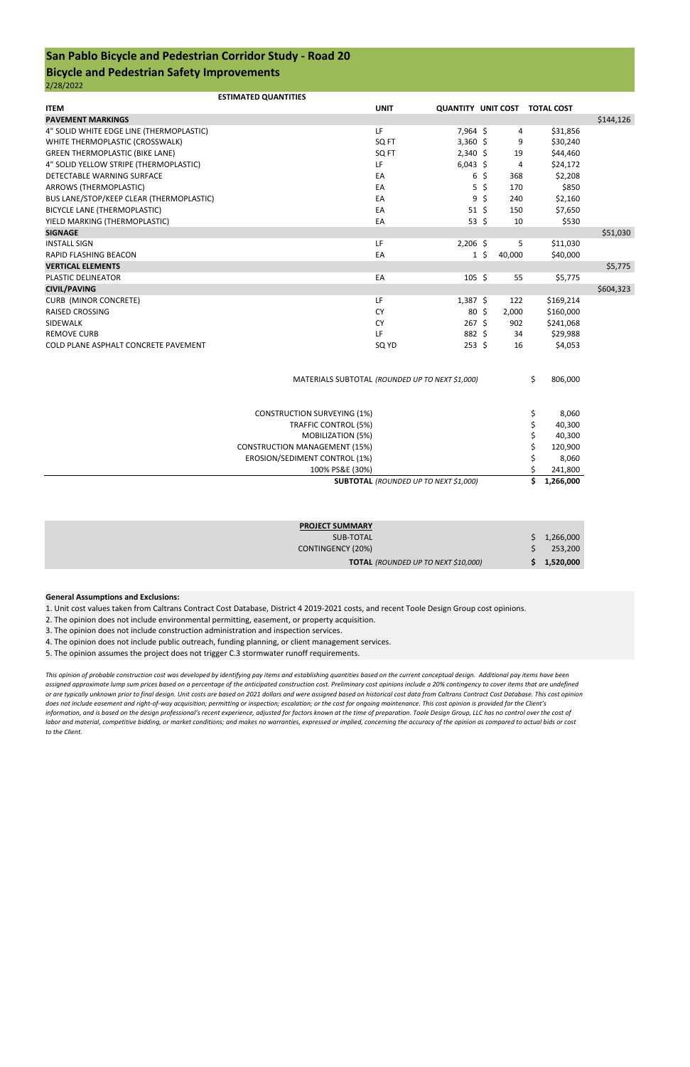# San Pablo Bicycle and Pedestrian Corridor Study - Road 20

## Bicycle and Pedestrian Safety Improvements

2/28/2022

**ESTIMATED QUANTITIES**

| ITEM | UNIT | QUANTITY | UNIT COST | TOTAL COST | |
|---|---|---|---|---|---|
| **PAVEMENT MARKINGS** | | | | | $144,126 |
| 4" SOLID WHITE EDGE LINE (THERMOPLASTIC) | LF | 7,964 | $ 4 | $31,856 | |
| WHITE THERMOPLASTIC (CROSSWALK) | SQ FT | 3,360 | $ 9 | $30,240 | |
| GREEN THERMOPLASTIC (BIKE LANE) | SQ FT | 2,340 | $ 19 | $44,460 | |
| 4" SOLID YELLOW STRIPE (THERMOPLASTIC) | LF | 6,043 | $ 4 | $24,172 | |
| DETECTABLE WARNING SURFACE | EA | 6 | $ 368 | $2,208 | |
| ARROWS (THERMOPLASTIC) | EA | 5 | $ 170 | $850 | |
| BUS LANE/STOP/KEEP CLEAR (THERMOPLASTIC) | EA | 9 | $ 240 | $2,160 | |
| BICYCLE LANE (THERMOPLASTIC) | EA | 51 | $ 150 | $7,650 | |
| YIELD MARKING (THERMOPLASTIC) | EA | 53 | $ 10 | $530 | |
| **SIGNAGE** | | | | | $51,030 |
| INSTALL SIGN | LF | 2,206 | $ 5 | $11,030 | |
| RAPID FLASHING BEACON | EA | 1 | $ 40,000 | $40,000 | |
| **VERTICAL ELEMENTS** | | | | | $5,775 |
| PLASTIC DELINEATOR | EA | 105 | $ 55 | $5,775 | |
| **CIVIL/PAVING** | | | | | $604,323 |
| CURB (MINOR CONCRETE) | LF | 1,387 | $ 122 | $169,214 | |
| RAISED CROSSING | CY | 80 | $ 2,000 | $160,000 | |
| SIDEWALK | CY | 267 | $ 902 | $241,068 | |
| REMOVE CURB | LF | 882 | $ 34 | $29,988 | |
| COLD PLANE ASPHALT CONCRETE PAVEMENT | SQ YD | 253 | $ 16 | $4,053 | |

| | |
|---|---|
| MATERIALS SUBTOTAL *(ROUNDED UP TO NEXT $1,000)* | $ 806,000 |
| CONSTRUCTION SURVEYING (1%) | $ 8,060 |
| TRAFFIC CONTROL (5%) | $ 40,300 |
| MOBILIZATION (5%) | $ 40,300 |
| CONSTRUCTION MANAGEMENT (15%) | $ 120,900 |
| EROSION/SEDIMENT CONTROL (1%) | $ 8,060 |
| 100% PS&E (30%) | $ 241,800 |
| **SUBTOTAL** *(ROUNDED UP TO NEXT $1,000)* | **$ 1,266,000** |

| **PROJECT SUMMARY** | |
|---|---|
| SUB-TOTAL | $ 1,266,000 |
| CONTINGENCY (20%) | $ 253,200 |
| **TOTAL** *(ROUNDED UP TO NEXT $10,000)* | **$ 1,520,000** |

**General Assumptions and Exclusions:**

1. Unit cost values taken from Caltrans Contract Cost Database, District 4 2019-2021 costs, and recent Toole Design Group cost opinions.
2. The opinion does not include environmental permitting, easement, or property acquisition.
3. The opinion does not include construction administration and inspection services.
4. The opinion does not include public outreach, funding planning, or client management services.
5. The opinion assumes the project does not trigger C.3 stormwater runoff requirements.

*This opinion of probable construction cost was developed by identifying pay items and establishing quantities based on the current conceptual design. Additional pay items have been assigned approximate lump sum prices based on a percentage of the anticipated construction cost. Preliminary cost opinions include a 20% contingency to cover items that are undefined or are typically unknown prior to final design. Unit costs are based on 2021 dollars and were assigned based on historical cost data from Caltrans Contract Cost Database. This cost opinion does not include easement and right-of-way acquisition; permitting or inspection; escalation; or the cost for ongoing maintenance. This cost opinion is provided for the Client's information, and is based on the design professional's recent experience, adjusted for factors known at the time of preparation. Toole Design Group, LLC has no control over the cost of labor and material, competitive bidding, or market conditions; and makes no warranties, expressed or implied, concerning the accuracy of the opinion as compared to actual bids or cost to the Client.*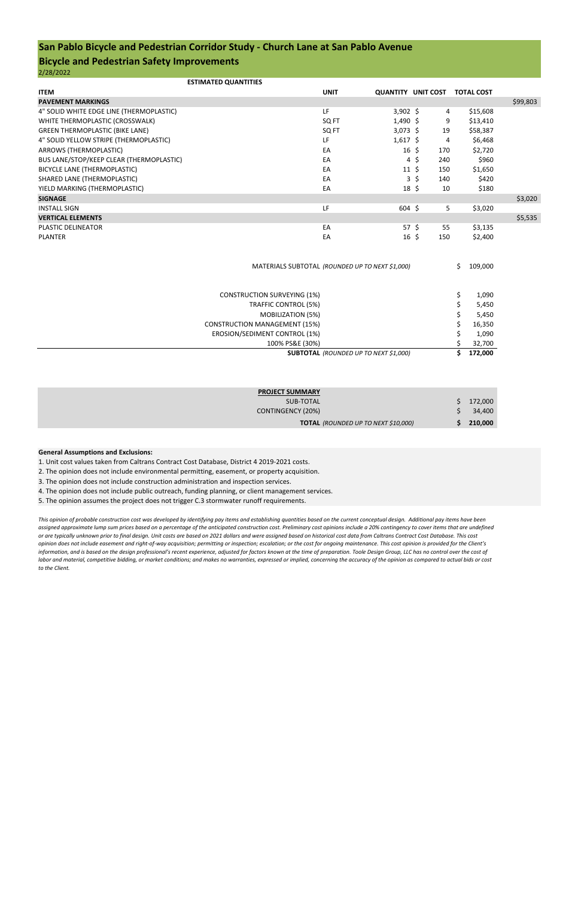## San Pablo Bicycle and Pedestrian Corridor Study - Church Lane at San Pablo Avenue

## Bicycle and Pedestrian Safety Improvements

2/28/2022

**ESTIMATED QUANTITIES**

| ITEM | UNIT | QUANTITY | UNIT COST | TOTAL COST | |
|---|---|---|---|---|---|
| **PAVEMENT MARKINGS** | | | | | $99,803 |
| 4" SOLID WHITE EDGE LINE (THERMOPLASTIC) | LF | 3,902 | $ 4 | $15,608 | |
| WHITE THERMOPLASTIC (CROSSWALK) | SQ FT | 1,490 | $ 9 | $13,410 | |
| GREEN THERMOPLASTIC (BIKE LANE) | SQ FT | 3,073 | $ 19 | $58,387 | |
| 4" SOLID YELLOW STRIPE (THERMOPLASTIC) | LF | 1,617 | $ 4 | $6,468 | |
| ARROWS (THERMOPLASTIC) | EA | 16 | $ 170 | $2,720 | |
| BUS LANE/STOP/KEEP CLEAR (THERMOPLASTIC) | EA | 4 | $ 240 | $960 | |
| BICYCLE LANE (THERMOPLASTIC) | EA | 11 | $ 150 | $1,650 | |
| SHARED LANE (THERMOPLASTIC) | EA | 3 | $ 140 | $420 | |
| YIELD MARKING (THERMOPLASTIC) | EA | 18 | $ 10 | $180 | |
| **SIGNAGE** | | | | | $3,020 |
| INSTALL SIGN | LF | 604 | $ 5 | $3,020 | |
| **VERTICAL ELEMENTS** | | | | | $5,535 |
| PLASTIC DELINEATOR | EA | 57 | $ 55 | $3,135 | |
| PLANTER | EA | 16 | $ 150 | $2,400 | |

| | |
|---|---|
| MATERIALS SUBTOTAL *(ROUNDED UP TO NEXT $1,000)* | $ 109,000 |
| CONSTRUCTION SURVEYING (1%) | $ 1,090 |
| TRAFFIC CONTROL (5%) | $ 5,450 |
| MOBILIZATION (5%) | $ 5,450 |
| CONSTRUCTION MANAGEMENT (15%) | $ 16,350 |
| EROSION/SEDIMENT CONTROL (1%) | $ 1,090 |
| 100% PS&E (30%) | $ 32,700 |
| **SUBTOTAL** *(ROUNDED UP TO NEXT $1,000)* | **$ 172,000** |

| **PROJECT SUMMARY** | |
|---|---|
| SUB-TOTAL | $ 172,000 |
| CONTINGENCY (20%) | $ 34,400 |
| **TOTAL** *(ROUNDED UP TO NEXT $10,000)* | **$ 210,000** |

**General Assumptions and Exclusions:**

1. Unit cost values taken from Caltrans Contract Cost Database, District 4 2019-2021 costs.
2. The opinion does not include environmental permitting, easement, or property acquisition.
3. The opinion does not include construction administration and inspection services.
4. The opinion does not include public outreach, funding planning, or client management services.
5. The opinion assumes the project does not trigger C.3 stormwater runoff requirements.

*This opinion of probable construction cost was developed by identifying pay items and establishing quantities based on the current conceptual design. Additional pay items have been assigned approximate lump sum prices based on a percentage of the anticipated construction cost. Preliminary cost opinions include a 20% contingency to cover items that are undefined or are typically unknown prior to final design. Unit costs are based on 2021 dollars and were assigned based on historical cost data from Caltrans Contract Cost Database. This cost opinion does not include easement and right-of-way acquisition; permitting or inspection; escalation; or the cost for ongoing maintenance. This cost opinion is provided for the Client's information, and is based on the design professional's recent experience, adjusted for factors known at the time of preparation. Toole Design Group, LLC has no control over the cost of labor and material, competitive bidding, or market conditions; and makes no warranties, expressed or implied, concerning the accuracy of the opinion as compared to actual bids or cost to the Client.*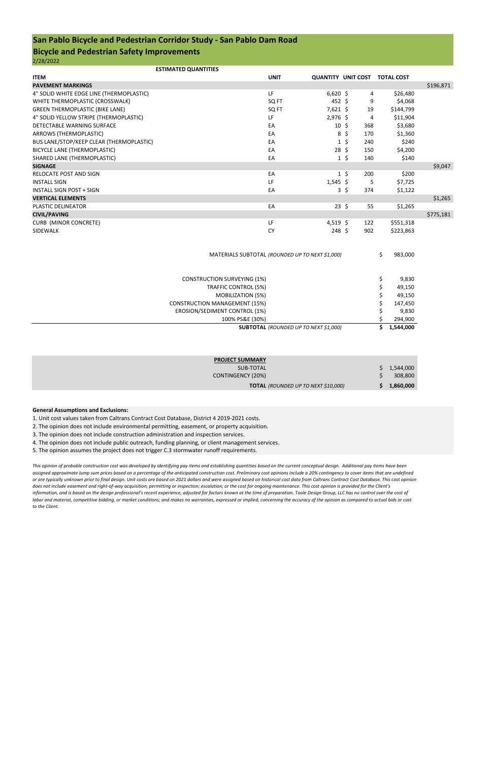# San Pablo Bicycle and Pedestrian Corridor Study - San Pablo Dam Road

## Bicycle and Pedestrian Safety Improvements

2/28/2022

**ESTIMATED QUANTITIES**

| ITEM | UNIT | QUANTITY | UNIT COST | TOTAL COST | |
|---|---|---|---|---|---|
| **PAVEMENT MARKINGS** | | | | | $196,871 |
| 4" SOLID WHITE EDGE LINE (THERMOPLASTIC) | LF | 6,620 | $ 4 | $26,480 | |
| WHITE THERMOPLASTIC (CROSSWALK) | SQ FT | 452 | $ 9 | $4,068 | |
| GREEN THERMOPLASTIC (BIKE LANE) | SQ FT | 7,621 | $ 19 | $144,799 | |
| 4" SOLID YELLOW STRIPE (THERMOPLASTIC) | LF | 2,976 | $ 4 | $11,904 | |
| DETECTABLE WARNING SURFACE | EA | 10 | $ 368 | $3,680 | |
| ARROWS (THERMOPLASTIC) | EA | 8 | $ 170 | $1,360 | |
| BUS LANE/STOP/KEEP CLEAR (THERMOPLASTIC) | EA | 1 | $ 240 | $240 | |
| BICYCLE LANE (THERMOPLASTIC) | EA | 28 | $ 150 | $4,200 | |
| SHARED LANE (THERMOPLASTIC) | EA | 1 | $ 140 | $140 | |
| **SIGNAGE** | | | | | $9,047 |
| RELOCATE POST AND SIGN | EA | 1 | $ 200 | $200 | |
| INSTALL SIGN | LF | 1,545 | $ 5 | $7,725 | |
| INSTALL SIGN POST + SIGN | EA | 3 | $ 374 | $1,122 | |
| **VERTICAL ELEMENTS** | | | | | $1,265 |
| PLASTIC DELINEATOR | EA | 23 | $ 55 | $1,265 | |
| **CIVIL/PAVING** | | | | | $775,181 |
| CURB (MINOR CONCRETE) | LF | 4,519 | $ 122 | $551,318 | |
| SIDEWALK | CY | 248 | $ 902 | $223,863 | |

| | |
|---|---|
| MATERIALS SUBTOTAL *(ROUNDED UP TO NEXT $1,000)* | $ 983,000 |
| CONSTRUCTION SURVEYING (1%) | $ 9,830 |
| TRAFFIC CONTROL (5%) | $ 49,150 |
| MOBILIZATION (5%) | $ 49,150 |
| CONSTRUCTION MANAGEMENT (15%) | $ 147,450 |
| EROSION/SEDIMENT CONTROL (1%) | $ 9,830 |
| 100% PS&E (30%) | $ 294,900 |
| **SUBTOTAL** *(ROUNDED UP TO NEXT $1,000)* | **$ 1,544,000** |

| **PROJECT SUMMARY** | |
|---|---|
| SUB-TOTAL | $ 1,544,000 |
| CONTINGENCY (20%) | $ 308,800 |
| **TOTAL** *(ROUNDED UP TO NEXT $10,000)* | **$ 1,860,000** |

**General Assumptions and Exclusions:**

1. Unit cost values taken from Caltrans Contract Cost Database, District 4 2019-2021 costs.
2. The opinion does not include environmental permitting, easement, or property acquisition.
3. The opinion does not include construction administration and inspection services.
4. The opinion does not include public outreach, funding planning, or client management services.
5. The opinion assumes the project does not trigger C.3 stormwater runoff requirements.

*This opinion of probable construction cost was developed by identifying pay items and establishing quantities based on the current conceptual design. Additional pay items have been assigned approximate lump sum prices based on a percentage of the anticipated construction cost. Preliminary cost opinions include a 20% contingency to cover items that are undefined or are typically unknown prior to final design. Unit costs are based on 2021 dollars and were assigned based on historical cost data from Caltrans Contract Cost Database. This cost opinion does not include easement and right-of-way acquisition; permitting or inspection; escalation; or the cost for ongoing maintenance. This cost opinion is provided for the Client's information, and is based on the design professional's recent experience, adjusted for factors known at the time of preparation. Toole Design Group, LLC has no control over the cost of labor and material, competitive bidding, or market conditions; and makes no warranties, expressed or implied, concerning the accuracy of the opinion as compared to actual bids or cost to the Client.*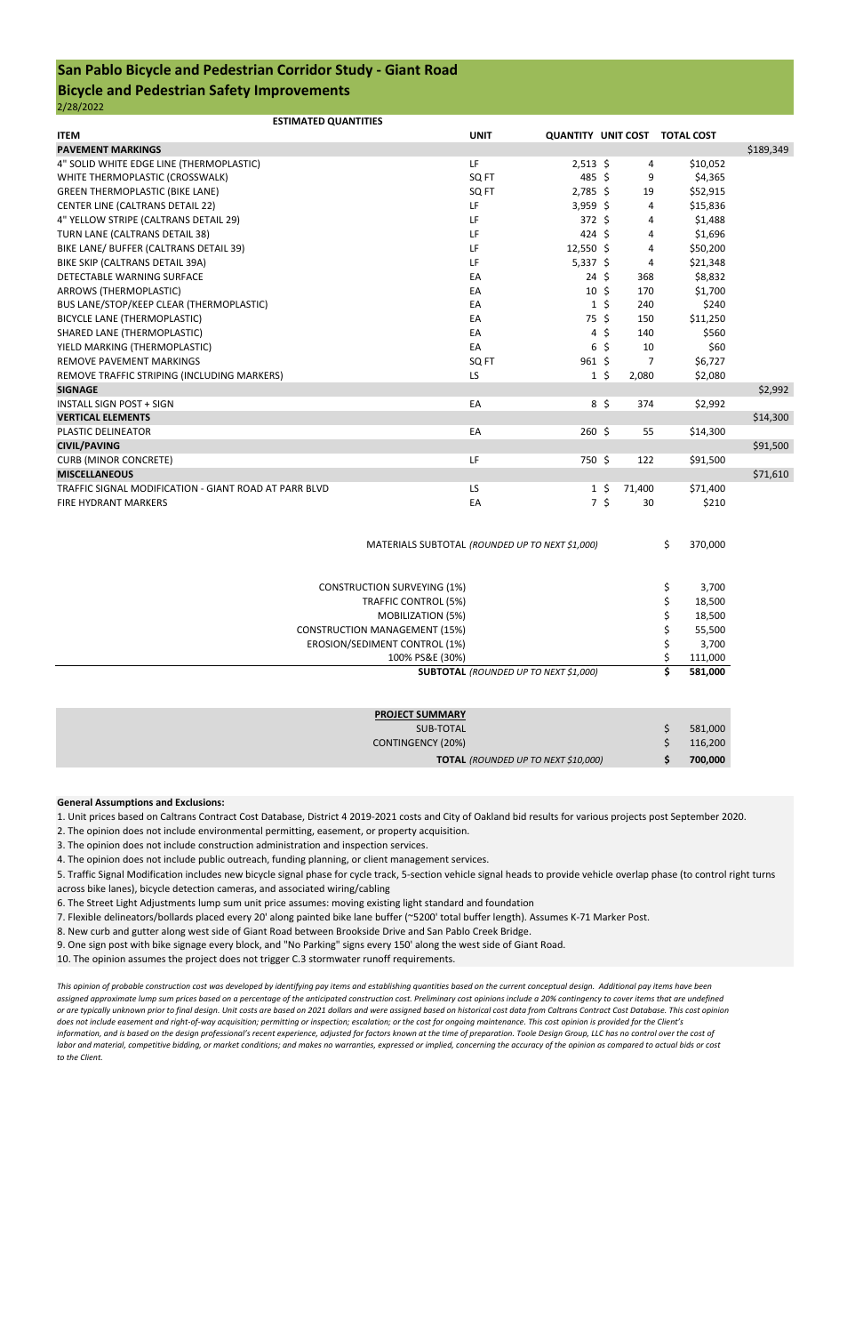## San Pablo Bicycle and Pedestrian Corridor Study - Giant Road

## Bicycle and Pedestrian Safety Improvements

2/28/2022

**ESTIMATED QUANTITIES**

| ITEM | UNIT | QUANTITY | UNIT COST | TOTAL COST | |
|---|---|---|---|---|---|
| **PAVEMENT MARKINGS** | | | | | $189,349 |
| 4" SOLID WHITE EDGE LINE (THERMOPLASTIC) | LF | 2,513 | $ 4 | $10,052 | |
| WHITE THERMOPLASTIC (CROSSWALK) | SQ FT | 485 | $ 9 | $4,365 | |
| GREEN THERMOPLASTIC (BIKE LANE) | SQ FT | 2,785 | $ 19 | $52,915 | |
| CENTER LINE (CALTRANS DETAIL 22) | LF | 3,959 | $ 4 | $15,836 | |
| 4" YELLOW STRIPE (CALTRANS DETAIL 29) | LF | 372 | $ 4 | $1,488 | |
| TURN LANE (CALTRANS DETAIL 38) | LF | 424 | $ 4 | $1,696 | |
| BIKE LANE/ BUFFER (CALTRANS DETAIL 39) | LF | 12,550 | $ 4 | $50,200 | |
| BIKE SKIP (CALTRANS DETAIL 39A) | LF | 5,337 | $ 4 | $21,348 | |
| DETECTABLE WARNING SURFACE | EA | 24 | $ 368 | $8,832 | |
| ARROWS (THERMOPLASTIC) | EA | 10 | $ 170 | $1,700 | |
| BUS LANE/STOP/KEEP CLEAR (THERMOPLASTIC) | EA | 1 | $ 240 | $240 | |
| BICYCLE LANE (THERMOPLASTIC) | EA | 75 | $ 150 | $11,250 | |
| SHARED LANE (THERMOPLASTIC) | EA | 4 | $ 140 | $560 | |
| YIELD MARKING (THERMOPLASTIC) | EA | 6 | $ 10 | $60 | |
| REMOVE PAVEMENT MARKINGS | SQ FT | 961 | $ 7 | $6,727 | |
| REMOVE TRAFFIC STRIPING (INCLUDING MARKERS) | LS | 1 | $ 2,080 | $2,080 | |
| **SIGNAGE** | | | | | $2,992 |
| INSTALL SIGN POST + SIGN | EA | 8 | $ 374 | $2,992 | |
| **VERTICAL ELEMENTS** | | | | | $14,300 |
| PLASTIC DELINEATOR | EA | 260 | $ 55 | $14,300 | |
| **CIVIL/PAVING** | | | | | $91,500 |
| CURB (MINOR CONCRETE) | LF | 750 | $ 122 | $91,500 | |
| **MISCELLANEOUS** | | | | | $71,610 |
| TRAFFIC SIGNAL MODIFICATION - GIANT ROAD AT PARR BLVD | LS | 1 | $ 71,400 | $71,400 | |
| FIRE HYDRANT MARKERS | EA | 7 | $ 30 | $210 | |

| | |
|---|---|
| MATERIALS SUBTOTAL *(ROUNDED UP TO NEXT $1,000)* | $ 370,000 |
| CONSTRUCTION SURVEYING (1%) | $ 3,700 |
| TRAFFIC CONTROL (5%) | $ 18,500 |
| MOBILIZATION (5%) | $ 18,500 |
| CONSTRUCTION MANAGEMENT (15%) | $ 55,500 |
| EROSION/SEDIMENT CONTROL (1%) | $ 3,700 |
| 100% PS&E (30%) | $ 111,000 |
| **SUBTOTAL** *(ROUNDED UP TO NEXT $1,000)* | **$ 581,000** |

| **PROJECT SUMMARY** | |
|---|---|
| SUB-TOTAL | $ 581,000 |
| CONTINGENCY (20%) | $ 116,200 |
| **TOTAL** *(ROUNDED UP TO NEXT $10,000)* | **$ 700,000** |

**General Assumptions and Exclusions:**

1. Unit prices based on Caltrans Contract Cost Database, District 4 2019-2021 costs and City of Oakland bid results for various projects post September 2020.
2. The opinion does not include environmental permitting, easement, or property acquisition.
3. The opinion does not include construction administration and inspection services.
4. The opinion does not include public outreach, funding planning, or client management services.
5. Traffic Signal Modification includes new bicycle signal phase for cycle track, 5-section vehicle signal heads to provide vehicle overlap phase (to control right turns across bike lanes), bicycle detection cameras, and associated wiring/cabling
6. The Street Light Adjustments lump sum unit price assumes: moving existing light standard and foundation
7. Flexible delineators/bollards placed every 20' along painted bike lane buffer (~5200' total buffer length). Assumes K-71 Marker Post.
8. New curb and gutter along west side of Giant Road between Brookside Drive and San Pablo Creek Bridge.
9. One sign post with bike signage every block, and "No Parking" signs every 150' along the west side of Giant Road.
10. The opinion assumes the project does not trigger C.3 stormwater runoff requirements.

*This opinion of probable construction cost was developed by identifying pay items and establishing quantities based on the current conceptual design. Additional pay items have been assigned approximate lump sum prices based on a percentage of the anticipated construction cost. Preliminary cost opinions include a 20% contingency to cover items that are undefined or are typically unknown prior to final design. Unit costs are based on 2021 dollars and were assigned based on historical cost data from Caltrans Contract Cost Database. This cost opinion does not include easement and right-of-way acquisition; permitting or inspection; escalation; or the cost for ongoing maintenance. This cost opinion is provided for the Client's information, and is based on the design professional's recent experience, adjusted for factors known at the time of preparation. Toole Design Group, LLC has no control over the cost of labor and material, competitive bidding, or market conditions; and makes no warranties, expressed or implied, concerning the accuracy of the opinion as compared to actual bids or cost to the Client.*